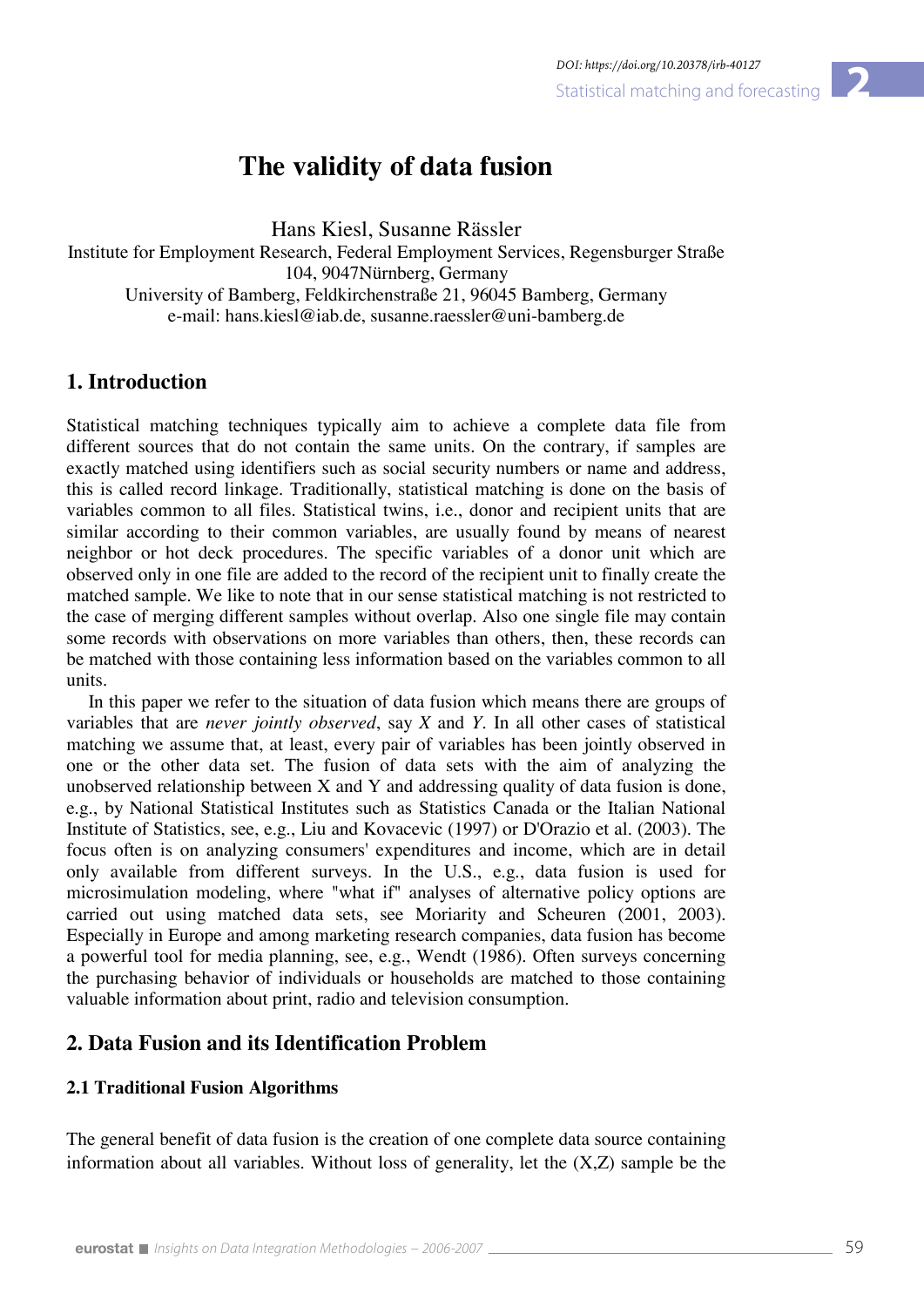# The validity of data fusion

Hans Kiesl, Susanne Rässler

Institute for Employment Research, Federal Employment Services, Regensburger Straße 104, 9047Nürnberg, Germany

University of Bamberg, Feldkirchenstraße 21, 96045 Bamberg, Germany

e-mail: hans.kiesl@iab.de, susanne.raessler@uni-bamberg.de

## 1. Introduction

Statistical matching techniques typically aim to achieve a complete data file from different sources that do not contain the same units. On the contrary, if samples are exactly matched using identifiers such as social security numbers or name and address, this is called record linkage. Traditionally, statistical matching is done on the basis of variables common to all files. Statistical twins, i.e., donor and recipient units that are similar according to their common variables, are usually found by means of nearest neighbor or hot deck procedures. The specific variables of a donor unit which are observed only in one file are added to the record of the recipient unit to finally create the matched sample. We like to note that in our sense statistical matching is not restricted to the case of merging different samples without overlap. Also one single file may contain some records with observations on more variables than others, then, these records can be matched with those containing less information based on the variables common to all units.

In this paper we refer to the situation of data fusion which means there are groups of variables that are *never jointly observed*, say *X* and *Y*. In all other cases of statistical matching we assume that, at least, every pair of variables has been jointly observed in one or the other data set. The fusion of data sets with the aim of analyzing the unobserved relationship between X and Y and addressing quality of data fusion is done, e.g., by National Statistical Institutes such as Statistics Canada or the Italian National Institute of Statistics, see, e.g., Liu and Kovacevic (1997) or D'Orazio et al. (2003). The focus often is on analyzing consumers' expenditures and income, which are in detail only available from different surveys. In the U.S., e.g., data fusion is used for microsimulation modeling, where "what if" analyses of alternative policy options are carried out using matched data sets, see Moriarity and Scheuren (2001, 2003). Especially in Europe and among marketing research companies, data fusion has become a powerful tool for media planning, see, e.g., Wendt (1986). Often surveys concerning the purchasing behavior of individuals or households are matched to those containing valuable information about print, radio and television consumption.

## 2. Data Fusion and its Identification Problem

### 2.1 Traditional Fusion Algorithms

The general benefit of data fusion is the creation of one complete data source containing information about all variables. Without loss of generality, let the (X,Z) sample be the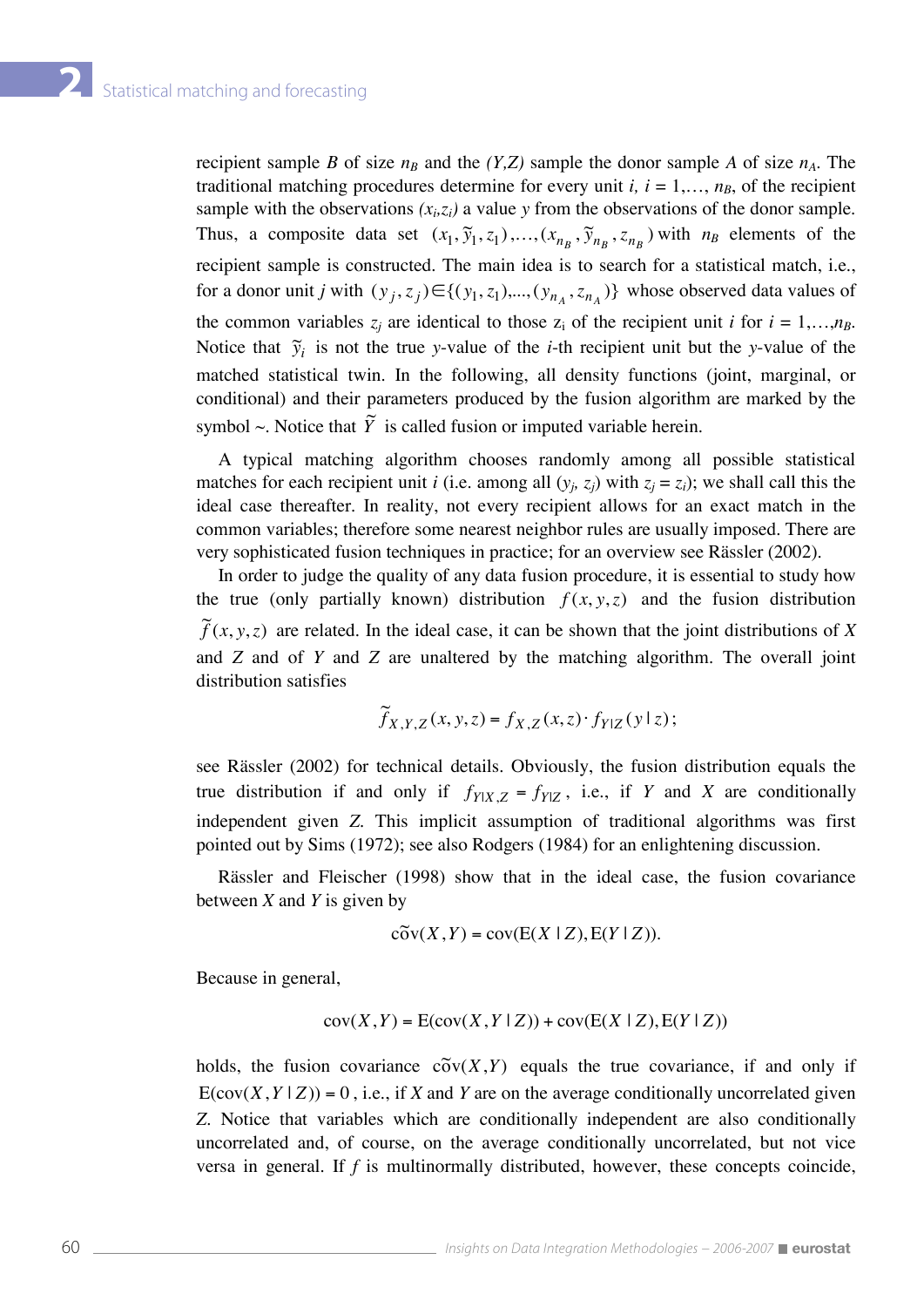recipient sample $B$ of size $n_B$ and the $(Y,Z)$ sample the donor sample $A$ of size $n_A$. The traditional matching procedures determine for every unit $i$, $i = 1,\ldots, n_B$, of the recipient sample with the observations $(x_i,z_i)$ a value $y$ from the observations of the donor sample. Thus, a composite data set $(x_1, \tilde{y}_1, z_1),\ldots,(x_{n_B}, \tilde{y}_{n_B}, z_{n_B})$ with $n_B$ elements of the recipient sample is constructed. The main idea is to search for a statistical match, i.e., for a donor unit $j$ with $(y_j, z_j) \in \{(y_1, z_1),\ldots,(y_{n_A}, z_{n_A})\}$ whose observed data values of the common variables $z_j$ are identical to those $z_i$ of the recipient unit $i$ for $i = 1,\ldots,n_B$. Notice that $\tilde{y}_i$ is not the true $y$-value of the $i$-th recipient unit but the $y$-value of the matched statistical twin. In the following, all density functions (joint, marginal, or conditional) and their parameters produced by the fusion algorithm are marked by the symbol ~. Notice that $\tilde{Y}$ is called fusion or imputed variable herein.

A typical matching algorithm chooses randomly among all possible statistical matches for each recipient unit $i$ (i.e. among all $(y_j, z_j)$ with $z_j = z_i$); we shall call this the ideal case thereafter. In reality, not every recipient allows for an exact match in the common variables; therefore some nearest neighbor rules are usually imposed. There are very sophisticated fusion techniques in practice; for an overview see Rässler (2002).

In order to judge the quality of any data fusion procedure, it is essential to study how the true (only partially known) distribution $f(x, y, z)$ and the fusion distribution $\tilde{f}(x, y, z)$ are related. In the ideal case, it can be shown that the joint distributions of $X$ and $Z$ and of $Y$ and $Z$ are unaltered by the matching algorithm. The overall joint distribution satisfies

$$\tilde{f}_{X,Y,Z}(x, y, z) = f_{X,Z}(x, z) \cdot f_{Y|Z}(y \mid z);$$

see Rässler (2002) for technical details. Obviously, the fusion distribution equals the true distribution if and only if $f_{Y|X,Z} = f_{Y|Z}$, i.e., if $Y$ and $X$ are conditionally independent given $Z$. This implicit assumption of traditional algorithms was first pointed out by Sims (1972); see also Rodgers (1984) for an enlightening discussion.

Rässler and Fleischer (1998) show that in the ideal case, the fusion covariance between $X$ and $Y$ is given by

$$\tilde{\text{cov}}(X,Y) = \text{cov}(\text{E}(X \mid Z), \text{E}(Y \mid Z)).$$

Because in general,

$$\text{cov}(X,Y) = \text{E}(\text{cov}(X,Y \mid Z)) + \text{cov}(\text{E}(X \mid Z), \text{E}(Y \mid Z))$$

holds, the fusion covariance $\tilde{\text{cov}}(X,Y)$ equals the true covariance, if and only if $\text{E}(\text{cov}(X,Y \mid Z)) = 0$, i.e., if $X$ and $Y$ are on the average conditionally uncorrelated given $Z$. Notice that variables which are conditionally independent are also conditionally uncorrelated and, of course, on the average conditionally uncorrelated, but not vice versa in general. If $f$ is multinormally distributed, however, these concepts coincide,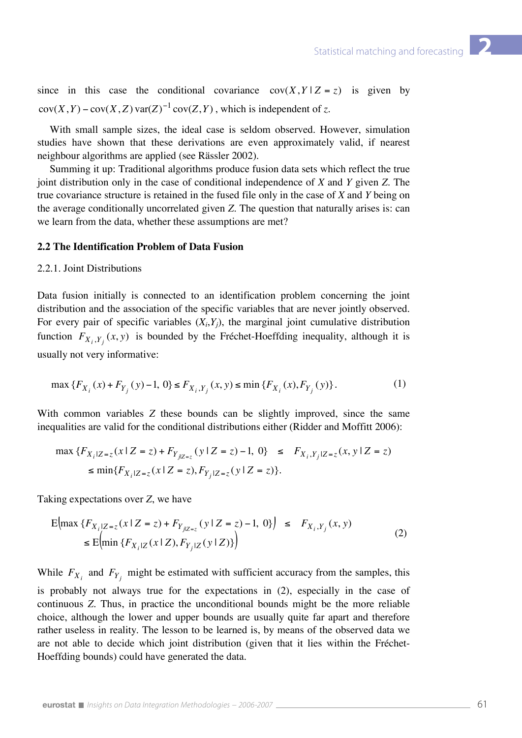since in this case the conditional covariance $\text{cov}(X,Y \mid Z = z)$ is given by $\text{cov}(X,Y) - \text{cov}(X,Z)\,\text{var}(Z)^{-1}\,\text{cov}(Z,Y)$, which is independent of $z$.

With small sample sizes, the ideal case is seldom observed. However, simulation studies have shown that these derivations are even approximately valid, if nearest neighbour algorithms are applied (see Rässler 2002).

Summing it up: Traditional algorithms produce fusion data sets which reflect the true joint distribution only in the case of conditional independence of $X$ and $Y$ given $Z$. The true covariance structure is retained in the fused file only in the case of $X$ and $Y$ being on the average conditionally uncorrelated given $Z$. The question that naturally arises is: can we learn from the data, whether these assumptions are met?

### 2.2 The Identification Problem of Data Fusion

#### 2.2.1. Joint Distributions

Data fusion initially is connected to an identification problem concerning the joint distribution and the association of the specific variables that are never jointly observed. For every pair of specific variables $(X_i,Y_j)$, the marginal joint cumulative distribution function $F_{X_i,Y_j}(x,y)$ is bounded by the Fréchet-Hoeffding inequality, although it is usually not very informative:

$$\max\{F_{X_i}(x) + F_{Y_j}(y) - 1,\ 0\} \leq F_{X_i,Y_j}(x,y) \leq \min\{F_{X_i}(x), F_{Y_j}(y)\}. \tag{1}$$

With common variables $Z$ these bounds can be slightly improved, since the same inequalities are valid for the conditional distributions either (Ridder and Moffitt 2006):

$$\begin{aligned}\max\{F_{X_i|Z=z}(x \mid Z = z) + F_{Y_j|Z=z}(y \mid Z = z) - 1,\ 0\} \quad &\leq \quad F_{X_i,Y_j|Z=z}(x, y \mid Z = z) \\ &\leq \min\{F_{X_i|Z=z}(x \mid Z = z), F_{Y_j|Z=z}(y \mid Z = z)\}.\end{aligned}$$

Taking expectations over $Z$, we have

$$\begin{aligned}\mathrm{E}\big(\max\{F_{X_i|Z=z}(x \mid Z = z) + F_{Y_j|Z=z}(y \mid Z = z) - 1,\ 0\}\big) \quad &\leq \quad F_{X_i,Y_j}(x, y) \\ \leq \mathrm{E}\big(\min\{F_{X_i|Z}(x \mid Z), F_{Y_j|Z}(y \mid Z)\}\big)&\end{aligned} \tag{2}$$

While $F_{X_i}$ and $F_{Y_j}$ might be estimated with sufficient accuracy from the samples, this is probably not always true for the expectations in (2), especially in the case of continuous $Z$. Thus, in practice the unconditional bounds might be the more reliable choice, although the lower and upper bounds are usually quite far apart and therefore rather useless in reality. The lesson to be learned is, by means of the observed data we are not able to decide which joint distribution (given that it lies within the Fréchet-Hoeffding bounds) could have generated the data.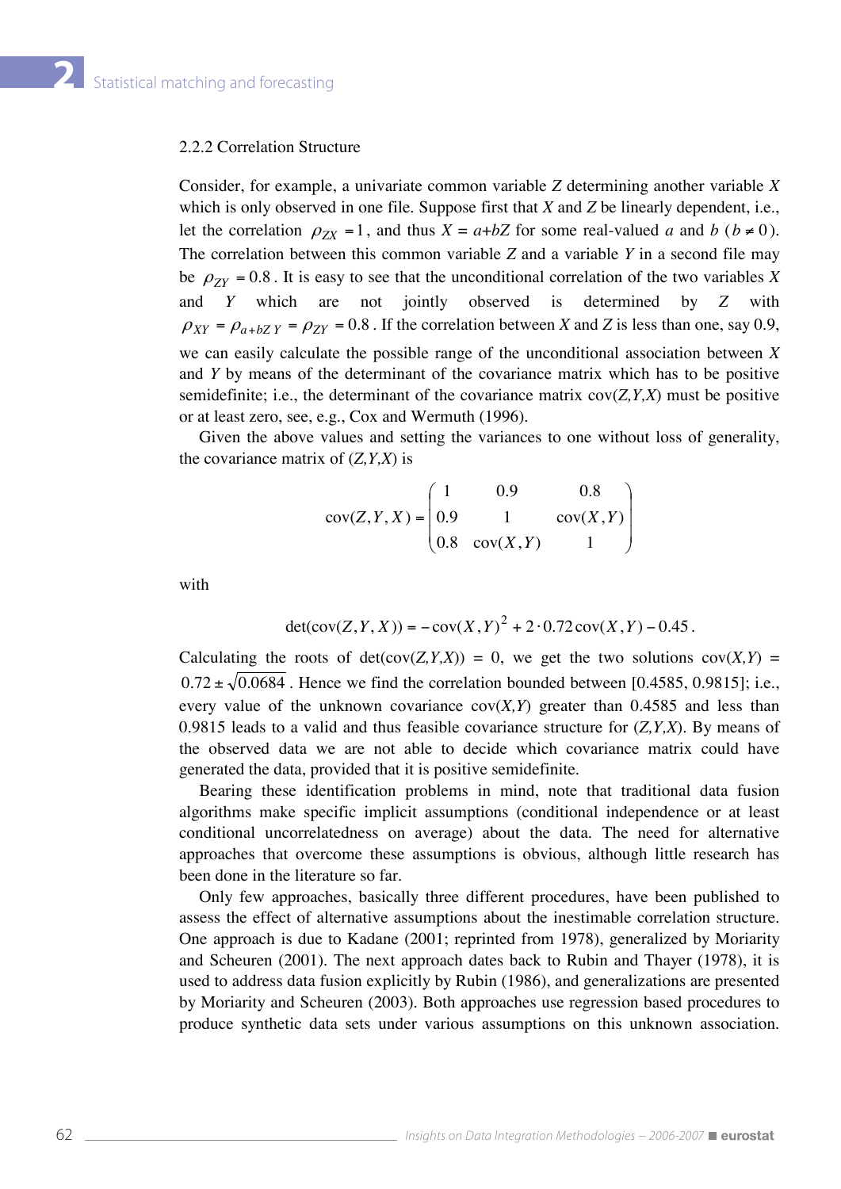2.2.2 Correlation Structure

Consider, for example, a univariate common variable $Z$ determining another variable $X$ which is only observed in one file. Suppose first that $X$ and $Z$ be linearly dependent, i.e., let the correlation $\rho_{ZX} = 1$, and thus $X = a+bZ$ for some real-valued $a$ and $b$ ($b \neq 0$). The correlation between this common variable $Z$ and a variable $Y$ in a second file may be $\rho_{ZY} = 0.8$. It is easy to see that the unconditional correlation of the two variables $X$ and $Y$ which are not jointly observed is determined by $Z$ with $\rho_{XY} = \rho_{a+bZ\,Y} = \rho_{ZY} = 0.8$. If the correlation between $X$ and $Z$ is less than one, say 0.9, we can easily calculate the possible range of the unconditional association between $X$ and $Y$ by means of the determinant of the covariance matrix which has to be positive semidefinite; i.e., the determinant of the covariance matrix cov($Z,Y,X$) must be positive or at least zero, see, e.g., Cox and Wermuth (1996).

Given the above values and setting the variances to one without loss of generality, the covariance matrix of ($Z,Y,X$) is

$$\operatorname{cov}(Z,Y,X) = \begin{pmatrix} 1 & 0.9 & 0.8 \\ 0.9 & 1 & \operatorname{cov}(X,Y) \\ 0.8 & \operatorname{cov}(X,Y) & 1 \end{pmatrix}$$

with

$$\det(\operatorname{cov}(Z,Y,X)) = -\operatorname{cov}(X,Y)^2 + 2 \cdot 0.72 \operatorname{cov}(X,Y) - 0.45 .$$

Calculating the roots of det(cov($Z,Y,X$)) = 0, we get the two solutions cov($X,Y$) = $0.72 \pm \sqrt{0.0684}$. Hence we find the correlation bounded between [0.4585, 0.9815]; i.e., every value of the unknown covariance cov($X,Y$) greater than 0.4585 and less than 0.9815 leads to a valid and thus feasible covariance structure for ($Z,Y,X$). By means of the observed data we are not able to decide which covariance matrix could have generated the data, provided that it is positive semidefinite.

Bearing these identification problems in mind, note that traditional data fusion algorithms make specific implicit assumptions (conditional independence or at least conditional uncorrelatedness on average) about the data. The need for alternative approaches that overcome these assumptions is obvious, although little research has been done in the literature so far.

Only few approaches, basically three different procedures, have been published to assess the effect of alternative assumptions about the inestimable correlation structure. One approach is due to Kadane (2001; reprinted from 1978), generalized by Moriarity and Scheuren (2001). The next approach dates back to Rubin and Thayer (1978), it is used to address data fusion explicitly by Rubin (1986), and generalizations are presented by Moriarity and Scheuren (2003). Both approaches use regression based procedures to produce synthetic data sets under various assumptions on this unknown association.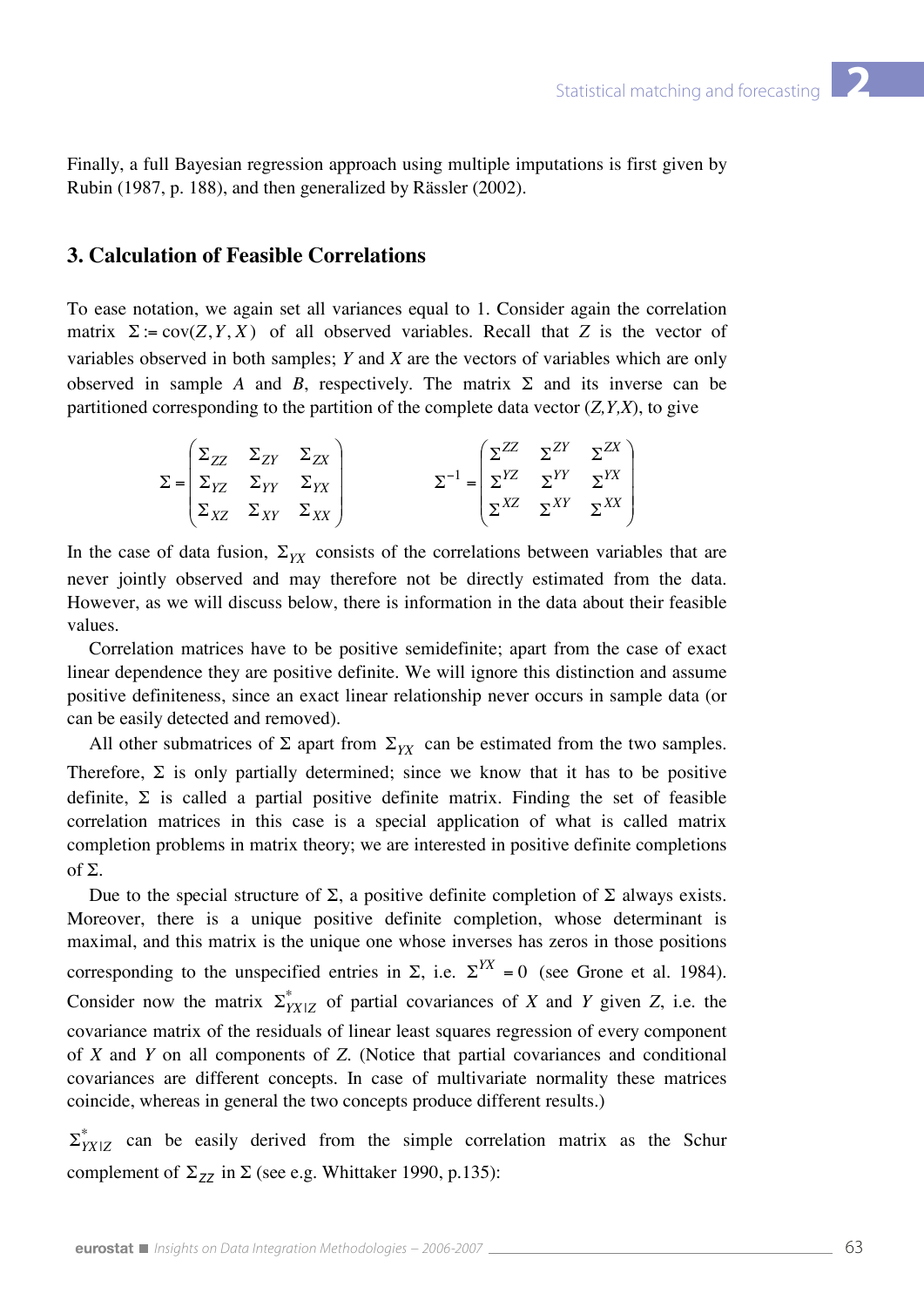Finally, a full Bayesian regression approach using multiple imputations is first given by Rubin (1987, p. 188), and then generalized by Rässler (2002).

## 3. Calculation of Feasible Correlations

To ease notation, we again set all variances equal to 1. Consider again the correlation matrix $\Sigma := \mathrm{cov}(Z, Y, X)$ of all observed variables. Recall that $Z$ is the vector of variables observed in both samples; $Y$ and $X$ are the vectors of variables which are only observed in sample $A$ and $B$, respectively. The matrix $\Sigma$ and its inverse can be partitioned corresponding to the partition of the complete data vector $(Z,Y,X)$, to give

$$\Sigma = \begin{pmatrix} \Sigma_{ZZ} & \Sigma_{ZY} & \Sigma_{ZX} \\ \Sigma_{YZ} & \Sigma_{YY} & \Sigma_{YX} \\ \Sigma_{XZ} & \Sigma_{XY} & \Sigma_{XX} \end{pmatrix} \qquad \Sigma^{-1} = \begin{pmatrix} \Sigma^{ZZ} & \Sigma^{ZY} & \Sigma^{ZX} \\ \Sigma^{YZ} & \Sigma^{YY} & \Sigma^{YX} \\ \Sigma^{XZ} & \Sigma^{XY} & \Sigma^{XX} \end{pmatrix}$$

In the case of data fusion, $\Sigma_{YX}$ consists of the correlations between variables that are never jointly observed and may therefore not be directly estimated from the data. However, as we will discuss below, there is information in the data about their feasible values.

Correlation matrices have to be positive semidefinite; apart from the case of exact linear dependence they are positive definite. We will ignore this distinction and assume positive definiteness, since an exact linear relationship never occurs in sample data (or can be easily detected and removed).

All other submatrices of $\Sigma$ apart from $\Sigma_{YX}$ can be estimated from the two samples. Therefore, $\Sigma$ is only partially determined; since we know that it has to be positive definite, $\Sigma$ is called a partial positive definite matrix. Finding the set of feasible correlation matrices in this case is a special application of what is called matrix completion problems in matrix theory; we are interested in positive definite completions of $\Sigma$.

Due to the special structure of $\Sigma$, a positive definite completion of $\Sigma$ always exists. Moreover, there is a unique positive definite completion, whose determinant is maximal, and this matrix is the unique one whose inverses has zeros in those positions corresponding to the unspecified entries in $\Sigma$, i.e. $\Sigma^{YX} = 0$ (see Grone et al. 1984). Consider now the matrix $\Sigma^{*}_{YX|Z}$ of partial covariances of $X$ and $Y$ given $Z$, i.e. the covariance matrix of the residuals of linear least squares regression of every component of $X$ and $Y$ on all components of $Z$. (Notice that partial covariances and conditional covariances are different concepts. In case of multivariate normality these matrices coincide, whereas in general the two concepts produce different results.)

$\Sigma^{*}_{YX|Z}$ can be easily derived from the simple correlation matrix as the Schur complement of $\Sigma_{ZZ}$ in $\Sigma$ (see e.g. Whittaker 1990, p.135):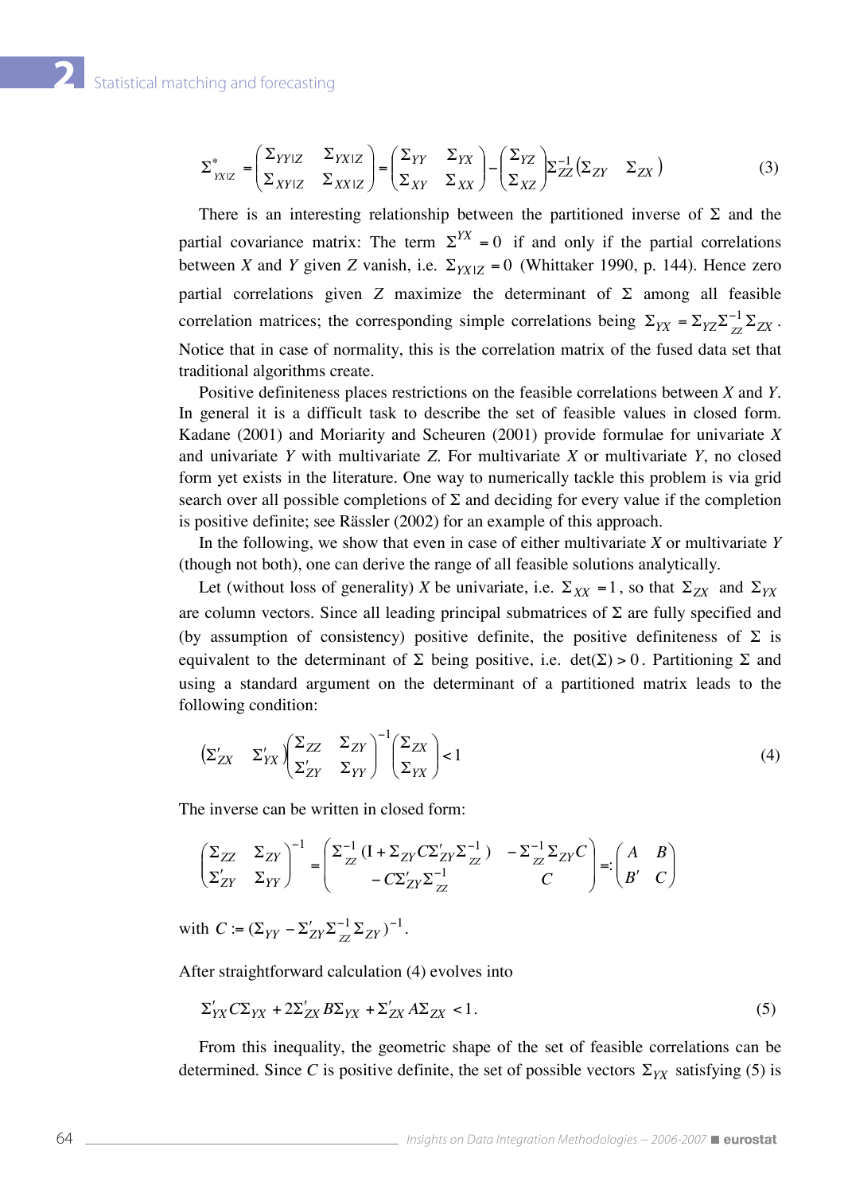$$\Sigma^*_{YX|Z} = \begin{pmatrix} \Sigma_{YY|Z} & \Sigma_{YX|Z} \\ \Sigma_{XY|Z} & \Sigma_{XX|Z} \end{pmatrix} = \begin{pmatrix} \Sigma_{YY} & \Sigma_{YX} \\ \Sigma_{XY} & \Sigma_{XX} \end{pmatrix} - \begin{pmatrix} \Sigma_{YZ} \\ \Sigma_{XZ} \end{pmatrix} \Sigma_{ZZ}^{-1} \begin{pmatrix} \Sigma_{ZY} & \Sigma_{ZX} \end{pmatrix} \tag{3}$$

There is an interesting relationship between the partitioned inverse of $\Sigma$ and the partial covariance matrix: The term $\Sigma^{YX} = 0$ if and only if the partial correlations between $X$ and $Y$ given $Z$ vanish, i.e. $\Sigma_{YX|Z} = 0$ (Whittaker 1990, p. 144). Hence zero partial correlations given $Z$ maximize the determinant of $\Sigma$ among all feasible correlation matrices; the corresponding simple correlations being $\Sigma_{YX} = \Sigma_{YZ}\Sigma_{ZZ}^{-1}\Sigma_{ZX}$. Notice that in case of normality, this is the correlation matrix of the fused data set that traditional algorithms create.

Positive definiteness places restrictions on the feasible correlations between $X$ and $Y$. In general it is a difficult task to describe the set of feasible values in closed form. Kadane (2001) and Moriarty and Scheuren (2001) provide formulae for univariate $X$ and univariate $Y$ with multivariate $Z$. For multivariate $X$ or multivariate $Y$, no closed form yet exists in the literature. One way to numerically tackle this problem is via grid search over all possible completions of $\Sigma$ and deciding for every value if the completion is positive definite; see Rässler (2002) for an example of this approach.

In the following, we show that even in case of either multivariate $X$ or multivariate $Y$ (though not both), one can derive the range of all feasible solutions analytically.

Let (without loss of generality) $X$ be univariate, i.e. $\Sigma_{XX} = 1$, so that $\Sigma_{ZX}$ and $\Sigma_{YX}$ are column vectors. Since all leading principal submatrices of $\Sigma$ are fully specified and (by assumption of consistency) positive definite, the positive definiteness of $\Sigma$ is equivalent to the determinant of $\Sigma$ being positive, i.e. $\det(\Sigma) > 0$. Partitioning $\Sigma$ and using a standard argument on the determinant of a partitioned matrix leads to the following condition:

$$\begin{pmatrix} \Sigma'_{ZX} & \Sigma'_{YX} \end{pmatrix} \begin{pmatrix} \Sigma_{ZZ} & \Sigma_{ZY} \\ \Sigma'_{ZY} & \Sigma_{YY} \end{pmatrix}^{-1} \begin{pmatrix} \Sigma_{ZX} \\ \Sigma_{YX} \end{pmatrix} < 1 \tag{4}$$

The inverse can be written in closed form:

$$\begin{pmatrix} \Sigma_{ZZ} & \Sigma_{ZY} \\ \Sigma'_{ZY} & \Sigma_{YY} \end{pmatrix}^{-1} = \begin{pmatrix} \Sigma_{ZZ}^{-1}(\mathrm{I} + \Sigma_{ZY} C \Sigma'_{ZY} \Sigma_{ZZ}^{-1}) & -\Sigma_{ZZ}^{-1}\Sigma_{ZY} C \\ -C\Sigma'_{ZY}\Sigma_{ZZ}^{-1} & C \end{pmatrix} =: \begin{pmatrix} A & B \\ B' & C \end{pmatrix}$$

with $C := (\Sigma_{YY} - \Sigma'_{ZY}\Sigma_{ZZ}^{-1}\Sigma_{ZY})^{-1}$.

After straightforward calculation (4) evolves into

$$\Sigma'_{YX} C \Sigma_{YX} + 2\Sigma'_{ZX} B \Sigma_{YX} + \Sigma'_{ZX} A \Sigma_{ZX} < 1. \tag{5}$$

From this inequality, the geometric shape of the set of feasible correlations can be determined. Since $C$ is positive definite, the set of possible vectors $\Sigma_{YX}$ satisfying (5) is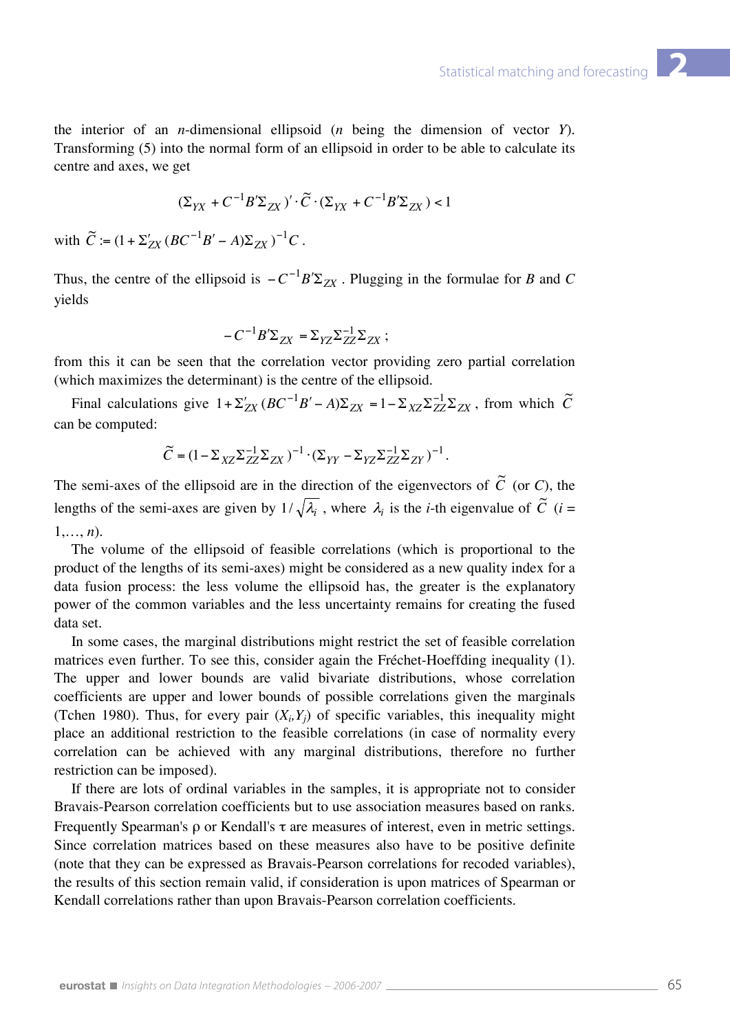the interior of an $n$-dimensional ellipsoid ($n$ being the dimension of vector $Y$). Transforming (5) into the normal form of an ellipsoid in order to be able to calculate its centre and axes, we get

$$(\Sigma_{YX} + C^{-1}B'\Sigma_{ZX})' \cdot \widetilde{C} \cdot (\Sigma_{YX} + C^{-1}B'\Sigma_{ZX}) < 1$$

with $\widetilde{C} := (1 + \Sigma'_{ZX}(BC^{-1}B' - A)\Sigma_{ZX})^{-1}C$.

Thus, the centre of the ellipsoid is $-C^{-1}B'\Sigma_{ZX}$. Plugging in the formulae for $B$ and $C$ yields

$$-C^{-1}B'\Sigma_{ZX} = \Sigma_{YZ}\Sigma_{ZZ}^{-1}\Sigma_{ZX};$$

from this it can be seen that the correlation vector providing zero partial correlation (which maximizes the determinant) is the centre of the ellipsoid.

Final calculations give $1 + \Sigma'_{ZX}(BC^{-1}B' - A)\Sigma_{ZX} = 1 - \Sigma_{XZ}\Sigma_{ZZ}^{-1}\Sigma_{ZX}$, from which $\widetilde{C}$ can be computed:

$$\widetilde{C} = (1 - \Sigma_{XZ}\Sigma_{ZZ}^{-1}\Sigma_{ZX})^{-1} \cdot (\Sigma_{YY} - \Sigma_{YZ}\Sigma_{ZZ}^{-1}\Sigma_{ZY})^{-1}.$$

The semi-axes of the ellipsoid are in the direction of the eigenvectors of $\widetilde{C}$ (or $C$), the lengths of the semi-axes are given by $1/\sqrt{\lambda_i}$, where $\lambda_i$ is the $i$-th eigenvalue of $\widetilde{C}$ ($i = 1,\ldots, n$).

The volume of the ellipsoid of feasible correlations (which is proportional to the product of the lengths of its semi-axes) might be considered as a new quality index for a data fusion process: the less volume the ellipsoid has, the greater is the explanatory power of the common variables and the less uncertainty remains for creating the fused data set.

In some cases, the marginal distributions might restrict the set of feasible correlation matrices even further. To see this, consider again the Fréchet-Hoeffding inequality (1). The upper and lower bounds are valid bivariate distributions, whose correlation coefficients are upper and lower bounds of possible correlations given the marginals (Tchen 1980). Thus, for every pair $(X_i,Y_j)$ of specific variables, this inequality might place an additional restriction to the feasible correlations (in case of normality every correlation can be achieved with any marginal distributions, therefore no further restriction can be imposed).

If there are lots of ordinal variables in the samples, it is appropriate not to consider Bravais-Pearson correlation coefficients but to use association measures based on ranks. Frequently Spearman's $\rho$ or Kendall's $\tau$ are measures of interest, even in metric settings. Since correlation matrices based on these measures also have to be positive definite (note that they can be expressed as Bravais-Pearson correlations for recoded variables), the results of this section remain valid, if consideration is upon matrices of Spearman or Kendall correlations rather than upon Bravais-Pearson correlation coefficients.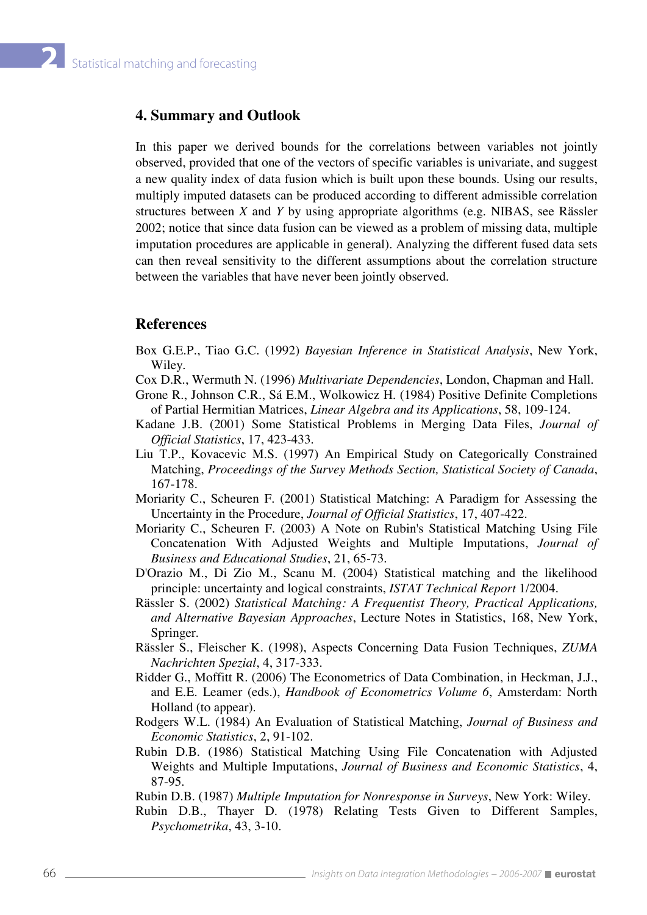## 4. Summary and Outlook

In this paper we derived bounds for the correlations between variables not jointly observed, provided that one of the vectors of specific variables is univariate, and suggest a new quality index of data fusion which is built upon these bounds. Using our results, multiply imputed datasets can be produced according to different admissible correlation structures between $X$ and $Y$ by using appropriate algorithms (e.g. NIBAS, see Rässler 2002; notice that since data fusion can be viewed as a problem of missing data, multiple imputation procedures are applicable in general). Analyzing the different fused data sets can then reveal sensitivity to the different assumptions about the correlation structure between the variables that have never been jointly observed.

## References

Box G.E.P., Tiao G.C. (1992) *Bayesian Inference in Statistical Analysis*, New York, Wiley.

Cox D.R., Wermuth N. (1996) *Multivariate Dependencies*, London, Chapman and Hall.

Grone R., Johnson C.R., Sá E.M., Wolkowicz H. (1984) Positive Definite Completions of Partial Hermitian Matrices, *Linear Algebra and its Applications*, 58, 109-124.

Kadane J.B. (2001) Some Statistical Problems in Merging Data Files, *Journal of Official Statistics*, 17, 423-433.

Liu T.P., Kovacevic M.S. (1997) An Empirical Study on Categorically Constrained Matching, *Proceedings of the Survey Methods Section, Statistical Society of Canada*, 167-178.

Moriarity C., Scheuren F. (2001) Statistical Matching: A Paradigm for Assessing the Uncertainty in the Procedure, *Journal of Official Statistics*, 17, 407-422.

Moriarity C., Scheuren F. (2003) A Note on Rubin's Statistical Matching Using File Concatenation With Adjusted Weights and Multiple Imputations, *Journal of Business and Educational Studies*, 21, 65-73.

D'Orazio M., Di Zio M., Scanu M. (2004) Statistical matching and the likelihood principle: uncertainty and logical constraints, *ISTAT Technical Report* 1/2004.

Rässler S. (2002) *Statistical Matching: A Frequentist Theory, Practical Applications, and Alternative Bayesian Approaches*, Lecture Notes in Statistics, 168, New York, Springer.

Rässler S., Fleischer K. (1998), Aspects Concerning Data Fusion Techniques, *ZUMA Nachrichten Spezial*, 4, 317-333.

Ridder G., Moffitt R. (2006) The Econometrics of Data Combination, in Heckman, J.J., and E.E. Leamer (eds.), *Handbook of Econometrics Volume 6*, Amsterdam: North Holland (to appear).

Rodgers W.L. (1984) An Evaluation of Statistical Matching, *Journal of Business and Economic Statistics*, 2, 91-102.

Rubin D.B. (1986) Statistical Matching Using File Concatenation with Adjusted Weights and Multiple Imputations, *Journal of Business and Economic Statistics*, 4, 87-95.

Rubin D.B. (1987) *Multiple Imputation for Nonresponse in Surveys*, New York: Wiley.

Rubin D.B., Thayer D. (1978) Relating Tests Given to Different Samples, *Psychometrika*, 43, 3-10.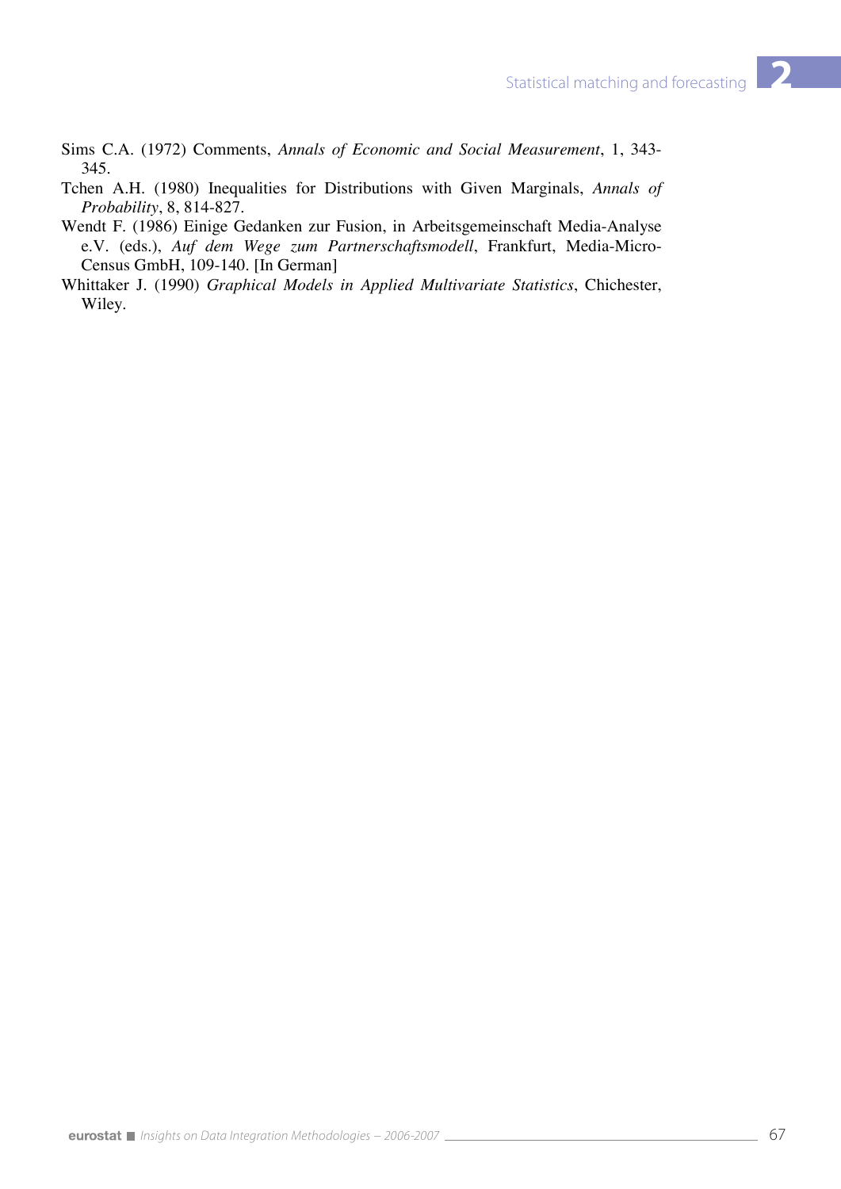Sims C.A. (1972) Comments, *Annals of Economic and Social Measurement*, 1, 343-345.

Tchen A.H. (1980) Inequalities for Distributions with Given Marginals, *Annals of Probability*, 8, 814-827.

Wendt F. (1986) Einige Gedanken zur Fusion, in Arbeitsgemeinschaft Media-Analyse e.V. (eds.), *Auf dem Wege zum Partnerschaftsmodell*, Frankfurt, Media-Micro-Census GmbH, 109-140. [In German]

Whittaker J. (1990) *Graphical Models in Applied Multivariate Statistics*, Chichester, Wiley.